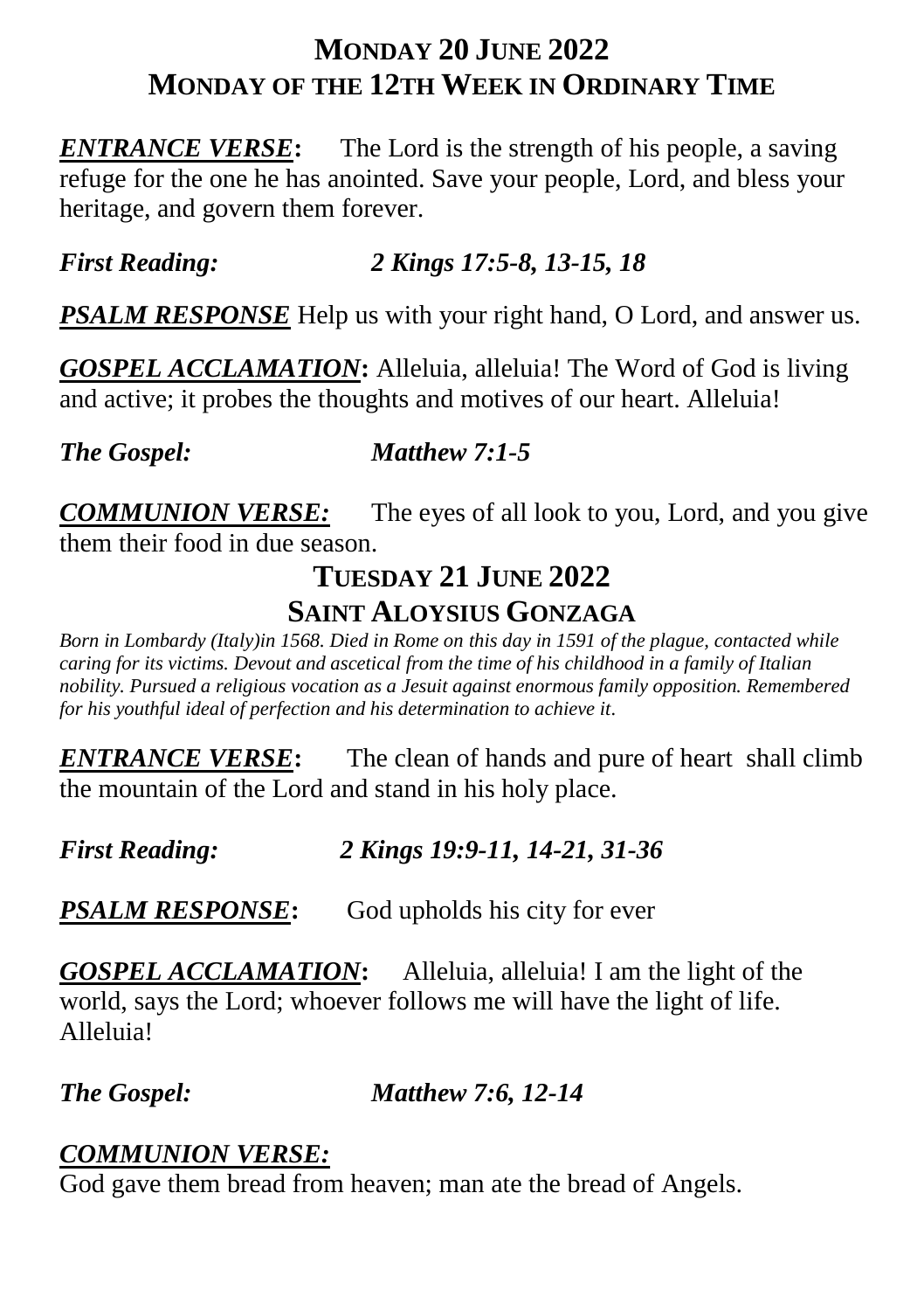# MONDAY 20 JUNE 2022
# MONDAY OF THE 12TH WEEK IN ORDINARY TIME

***ENTRANCE VERSE*:** The Lord is the strength of his people, a saving refuge for the one he has anointed. Save your people, Lord, and bless your heritage, and govern them forever.

***First Reading:*** ***2 Kings 17:5-8, 13-15, 18***

***PSALM RESPONSE*** Help us with your right hand, O Lord, and answer us.

***GOSPEL ACCLAMATION*:** Alleluia, alleluia! The Word of God is living and active; it probes the thoughts and motives of our heart. Alleluia!

***The Gospel:*** ***Matthew 7:1-5***

***COMMUNION VERSE:*** The eyes of all look to you, Lord, and you give them their food in due season.

# TUESDAY 21 JUNE 2022
# SAINT ALOYSIUS GONZAGA

*Born in Lombardy (Italy)in 1568. Died in Rome on this day in 1591 of the plague, contacted while caring for its victims. Devout and ascetical from the time of his childhood in a family of Italian nobility. Pursued a religious vocation as a Jesuit against enormous family opposition. Remembered for his youthful ideal of perfection and his determination to achieve it.*

***ENTRANCE VERSE*:** The clean of hands and pure of heart shall climb the mountain of the Lord and stand in his holy place.

***First Reading:*** ***2 Kings 19:9-11, 14-21, 31-36***

***PSALM RESPONSE*:** God upholds his city for ever

***GOSPEL ACCLAMATION*:** Alleluia, alleluia! I am the light of the world, says the Lord; whoever follows me will have the light of life. Alleluia!

***The Gospel:*** ***Matthew 7:6, 12-14***

***COMMUNION VERSE:***
God gave them bread from heaven; man ate the bread of Angels.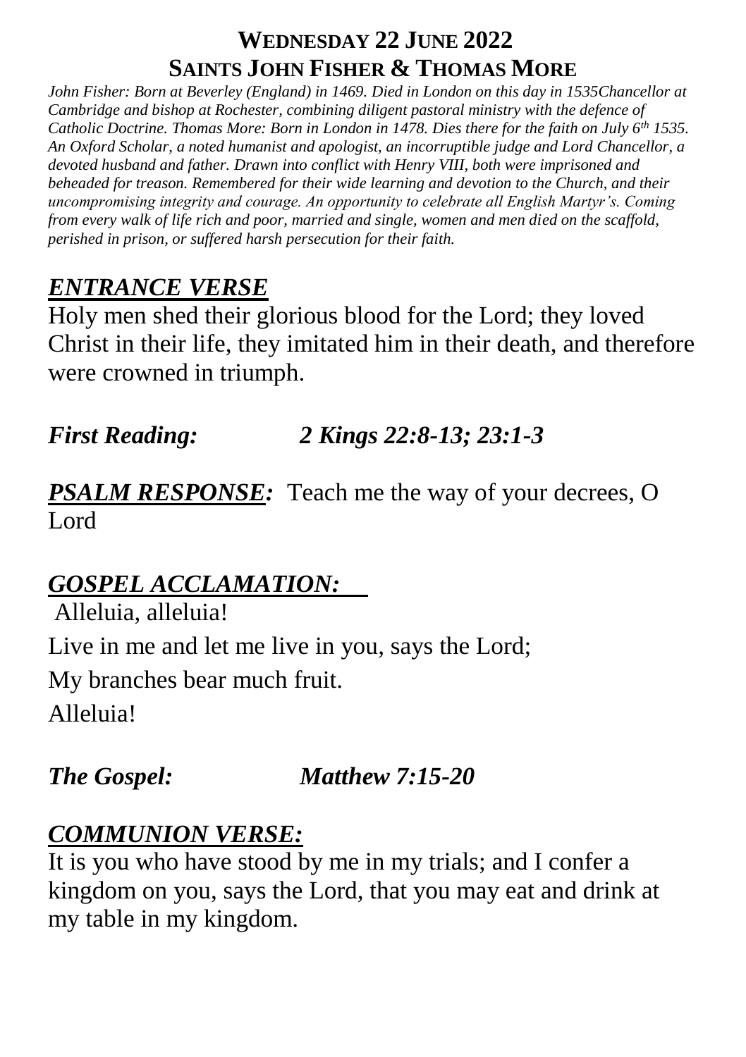## WEDNESDAY 22 JUNE 2022
## SAINTS JOHN FISHER & THOMAS MORE

*John Fisher: Born at Beverley (England) in 1469. Died in London on this day in 1535Chancellor at Cambridge and bishop at Rochester, combining diligent pastoral ministry with the defence of Catholic Doctrine. Thomas More: Born in London in 1478. Dies there for the faith on July 6th 1535. An Oxford Scholar, a noted humanist and apologist, an incorruptible judge and Lord Chancellor, a devoted husband and father. Drawn into conflict with Henry VIII, both were imprisoned and beheaded for treason. Remembered for their wide learning and devotion to the Church, and their uncompromising integrity and courage. An opportunity to celebrate all English Martyr's. Coming from every walk of life rich and poor, married and single, women and men died on the scaffold, perished in prison, or suffered harsh persecution for their faith.*

### ***ENTRANCE VERSE***

Holy men shed their glorious blood for the Lord; they loved Christ in their life, they imitated him in their death, and therefore were crowned in triumph.

***First Reading:*** ***2 Kings 22:8-13; 23:1-3***

***PSALM RESPONSE:*** Teach me the way of your decrees, O Lord

### ***GOSPEL ACCLAMATION:***

Alleluia, alleluia!

Live in me and let me live in you, says the Lord;

My branches bear much fruit.

Alleluia!

***The Gospel:*** ***Matthew 7:15-20***

### ***COMMUNION VERSE:***

It is you who have stood by me in my trials; and I confer a kingdom on you, says the Lord, that you may eat and drink at my table in my kingdom.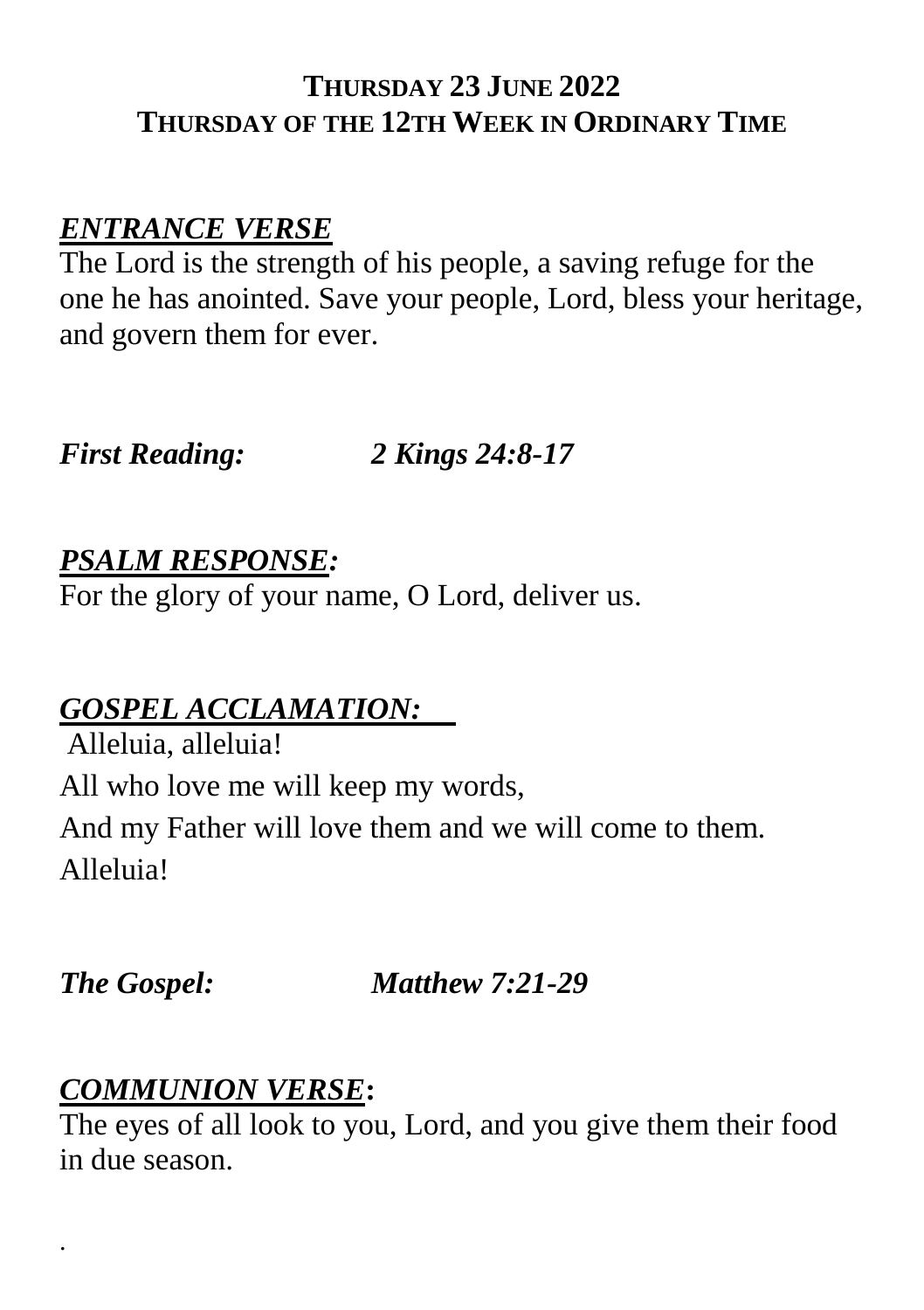## THURSDAY 23 JUNE 2022
## THURSDAY OF THE 12TH WEEK IN ORDINARY TIME

***ENTRANCE VERSE***

The Lord is the strength of his people, a saving refuge for the one he has anointed. Save your people, Lord, bless your heritage, and govern them for ever.

***First Reading:*** ***2 Kings 24:8-17***

***PSALM RESPONSE:***

For the glory of your name, O Lord, deliver us.

***GOSPEL ACCLAMATION:***

Alleluia, alleluia!

All who love me will keep my words,

And my Father will love them and we will come to them.

Alleluia!

***The Gospel:*** ***Matthew 7:21-29***

***COMMUNION VERSE:***

The eyes of all look to you, Lord, and you give them their food in due season.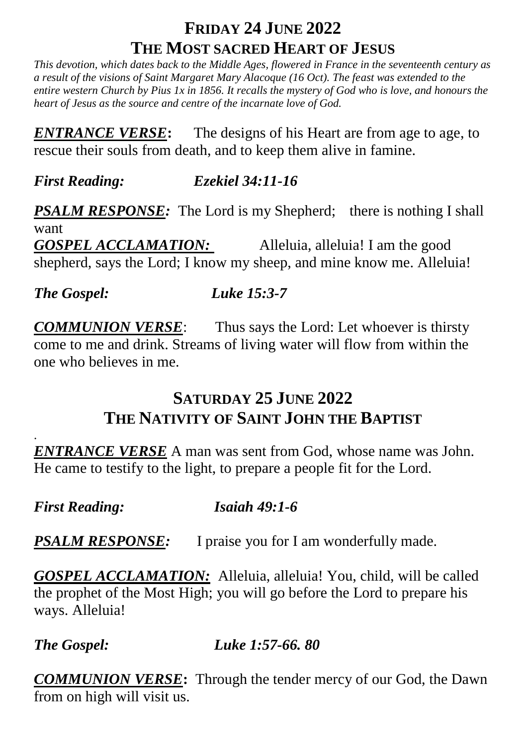# FRIDAY 24 JUNE 2022
# THE MOST SACRED HEART OF JESUS

*This devotion, which dates back to the Middle Ages, flowered in France in the seventeenth century as a result of the visions of Saint Margaret Mary Alacoque (16 Oct). The feast was extended to the entire western Church by Pius 1x in 1856. It recalls the mystery of God who is love, and honours the heart of Jesus as the source and centre of the incarnate love of God.*

***ENTRANCE VERSE*:** The designs of his Heart are from age to age, to rescue their souls from death, and to keep them alive in famine.

***First Reading:*** ***Ezekiel 34:11-16***

***PSALM RESPONSE:*** The Lord is my Shepherd; there is nothing I shall want

***GOSPEL ACCLAMATION:*** Alleluia, alleluia! I am the good shepherd, says the Lord; I know my sheep, and mine know me. Alleluia!

***The Gospel:*** ***Luke 15:3-7***

***COMMUNION VERSE*:** Thus says the Lord: Let whoever is thirsty come to me and drink. Streams of living water will flow from within the one who believes in me.

# SATURDAY 25 JUNE 2022
# THE NATIVITY OF SAINT JOHN THE BAPTIST

.

***ENTRANCE VERSE*** A man was sent from God, whose name was John. He came to testify to the light, to prepare a people fit for the Lord.

***First Reading:*** ***Isaiah 49:1-6***

***PSALM RESPONSE:*** I praise you for I am wonderfully made.

***GOSPEL ACCLAMATION:*** Alleluia, alleluia! You, child, will be called the prophet of the Most High; you will go before the Lord to prepare his ways. Alleluia!

***The Gospel:*** ***Luke 1:57-66. 80***

***COMMUNION VERSE*:** Through the tender mercy of our God, the Dawn from on high will visit us.